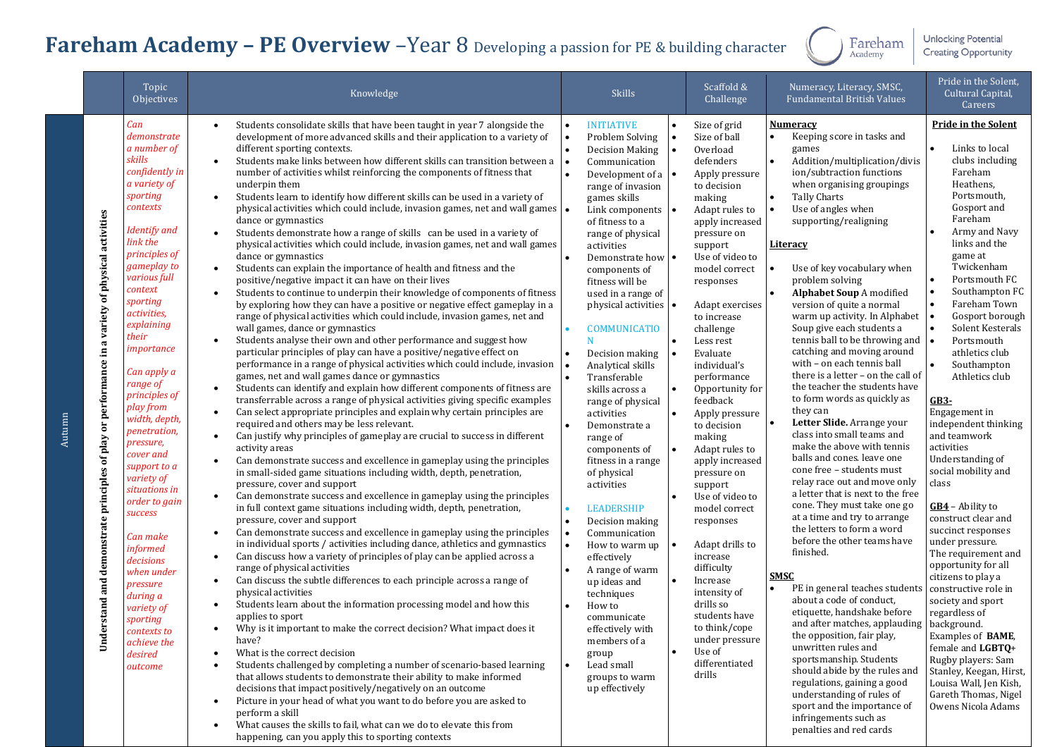# Fareham Academy – PE Overview –Year 8 Developing a passion for PE & building character

Fareham Academy | Unlocking Potential Creating Opportunity

| | Topic Objectives | Knowledge | Skills | Scaffold & Challenge | Numeracy, Literacy, SMSC, Fundamental British Values | Pride in the Solent, Cultural Capital, Careers |
|---|---|---|---|---|---|---|
| Autumn — Understand and demonstrate principles of play or performance in a variety of physical activities | *Can demonstrate a number of skills confidently in a variety of sporting contexts*<br><br>*Identify and link the principles of gameplay to various full context sporting activities, explaining their importance*<br><br>*Can apply a range of principles of play from width, depth, penetration, pressure, cover and support to a variety of situations in order to gain success*<br><br>*Can make informed decisions when under pressure during a variety of sporting contexts to achieve the desired outcome* | • Students consolidate skills that have been taught in year 7 alongside the development of more advanced skills and their application to a variety of different sporting contexts.<br>• Students make links between how different skills can transition between a number of activities whilst reinforcing the components of fitness that underpin them<br>• Students learn to identify how different skills can be used in a variety of physical activities which could include, invasion games, net and wall games dance or gymnastics<br>• Students demonstrate how a range of skills can be used in a variety of physical activities which could include, invasion games, net and wall games dance or gymnastics<br>• Students can explain the importance of health and fitness and the positive/negative impact it can have on their lives<br>• Students to continue to underpin their knowledge of components of fitness by exploring how they can have a positive or negative effect gameplay in a range of physical activities which could include, invasion games, net and wall games, dance or gymnastics<br>• Students analyse their own and other performance and suggest how particular principles of play can have a positive/negative effect on performance in a range of physical activities which could include, invasion games, net and wall games dance or gymnastics<br>• Students can identify and explain how different components of fitness are transferrable across a range of physical activities giving specific examples<br>• Can select appropriate principles and explain why certain principles are required and others may be less relevant.<br>• Can justify why principles of gameplay are crucial to success in different activity areas<br>• Can demonstrate success and excellence in gameplay using the principles in small-sided game situations including width, depth, penetration, pressure, cover and support<br>• Can demonstrate success and excellence in gameplay using the principles in full context game situations including width, depth, penetration, pressure, cover and support<br>• Can demonstrate success and excellence in gameplay using the principles in individual sports / activities including dance, athletics and gymnastics<br>• Can discuss how a variety of principles of play can be applied across a range of physical activities<br>• Can discuss the subtle differences to each principle across a range of physical activities<br>• Students learn about the information processing model and how this applies to sport<br>• Why is it important to make the correct decision? What impact does it have?<br>• What is the correct decision<br>• Students challenged by completing a number of scenario-based learning that allows students to demonstrate their ability to make informed decisions that impact positively/negatively on an outcome<br>• Picture in your head of what you want to do before you are asked to perform a skill<br>• What causes the skills to fail, what can we do to elevate this from happening, can you apply this to sporting contexts | • INITIATIVE<br>• Problem Solving<br>• Decision Making<br>• Communication<br>• Development of a range of invasion games skills<br>• Link components of fitness to a range of physical activities<br>• Demonstrate how components of fitness will be used in a range of physical activities<br><br>• COMMUNICATION<br>• Decision making<br>• Analytical skills<br>• Transferable skills across a range of physical activities<br>• Demonstrate a range of components of fitness in a range of physical activities<br><br>• LEADERSHIP<br>• Decision making<br>• Communication<br>• How to warm up effectively<br>• A range of warm up ideas and techniques<br>• How to communicate effectively with members of a group<br>• Lead small groups to warm up effectively | • Size of grid<br>• Size of ball<br>• Overload defenders<br>• Apply pressure to decision making<br>• Adapt rules to apply increased pressure on support<br>• Use of video to model correct responses<br><br>• Adapt exercises to increase challenge<br>• Less rest<br>• Evaluate individual's performance<br>• Opportunity for feedback<br>• Apply pressure to decision making<br>• Adapt rules to apply increased pressure on support<br>• Use of video to model correct responses<br><br>• Adapt drills to increase difficulty<br>• Increase intensity of drills so students have to think/cope under pressure<br>• Use of differentiated drills | **Numeracy**<br>• Keeping score in tasks and games<br>• Addition/multiplication/division/subtraction functions when organising groupings<br>• Tally Charts<br>• Use of angles when supporting/realigning<br><br>**Literacy**<br>• Use of key vocabulary when problem solving<br>• **Alphabet Soup** A modified version of quite a normal warm up activity. In Alphabet Soup give each students a tennis ball to be throwing and catching and moving around with – on each tennis ball there is a letter – on the call of the teacher the students have to form words as quickly as they can<br>• **Letter Slide.** Arrange your class into small teams and make the above with tennis balls and cones. leave one cone free – students must relay race out and move only a letter that is next to the free cone. They must take one go at a time and try to arrange the letters to form a word before the other teams have finished.<br><br>**SMSC**<br>• PE in general teaches students about a code of conduct, etiquette, handshake before and after matches, applauding the opposition, fair play, unwritten rules and sportsmanship. Students should abide by the rules and regulations, gaining a good understanding of rules of sport and the importance of infringements such as penalties and red cards | **Pride in the Solent**<br>• Links to local clubs including Fareham Heathens, Portsmouth, Gosport and Fareham<br>• Army and Navy links and the game at Twickenham<br>• Portsmouth FC<br>• Southampton FC<br>• Fareham Town<br>• Gosport borough<br>• Solent Kesterels<br>• Portsmouth athletics club<br>• Southampton Athletics club<br><br>**GB3-**<br>Engagement in independent thinking and teamwork activities<br>Understanding of social mobility and class<br><br>**GB4** – Ability to construct clear and succinct responses under pressure.<br>The requirement and opportunity for all citizens to play a constructive role in society and sport regardless of background.<br>Examples of **BAME**, female and **LGBTQ+** Rugby players: Sam Stanley, Keegan, Hirst, Louisa Wall, Jen Kish, Gareth Thomas, Nigel Owens Nicola Adams |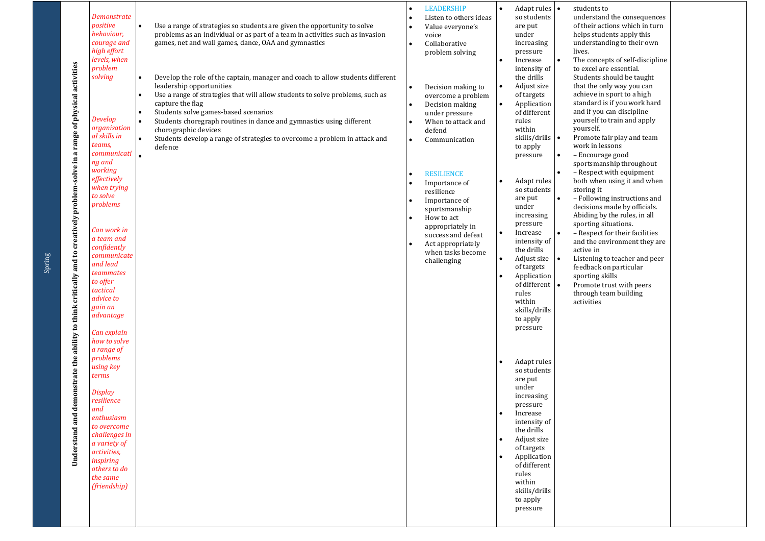| Spring | Understand and demonstrate the ability to think critically and to creatively problem-solve in a range of physical activities | *Demonstrate positive behaviour, courage and high effort levels, when problem solving*<br><br>*Develop organisational skills in teams, communicating and working effectively when trying to solve problems*<br><br>*Can work in a team and confidently communicate and lead teammates to offer tactical advice to gain an advantage*<br><br>*Can explain how to solve a range of problems using key terms*<br><br>*Display resilience and enthusiasm to overcome challenges in a variety of activities, inspiring others to do the same (friendship)* | • Use a range of strategies so students are given the opportunity to solve problems as an individual or as part of a team in activities such as invasion games, net and wall games, dance, OAA and gymnastics<br><br>• Develop the role of the captain, manager and coach to allow students different leadership opportunities<br>• Use a range of strategies that will allow students to solve problems, such as capture the flag<br>• Students solve games-based scenarios<br>• Students choregraph routines in dance and gymnastics using different chorographic devices<br>• Students develop a range of strategies to overcome a problem in attack and defence<br>• | • LEADERSHIP<br>• Listen to others ideas<br>• Value everyone's voice<br>• Collaborative problem solving<br><br>• Decision making to overcome a problem<br>• Decision making under pressure<br>• When to attack and defend<br>• Communication<br><br>• RESILIENCE<br>• Importance of resilience<br>• Importance of sportsmanship<br>• How to act appropriately in success and defeat<br>• Act appropriately when tasks become challenging | • Adapt rules so students are put under increasing pressure<br>• Increase intensity of the drills<br>• Adjust size of targets<br>• Application of different rules within skills/drills to apply pressure<br><br>• Adapt rules so students are put under increasing pressure<br>• Increase intensity of the drills<br>• Adjust size of targets<br>• Application of different rules within skills/drills to apply pressure<br><br>• Adapt rules so students are put under increasing pressure<br>• Increase intensity of the drills<br>• Adjust size of targets<br>• Application of different rules within skills/drills to apply pressure | • students to understand the consequences of their actions which in turn helps students apply this understanding to their own lives.<br>• The concepts of self-discipline to excel are essential. Students should be taught that the only way you can achieve in sport to a high standard is if you work hard and if you can discipline yourself to train and apply yourself.<br>• Promote fair play and team work in lessons<br>• – Encourage good sportsmanship throughout<br>• – Respect with equipment both when using it and when storing it<br>• – Following instructions and decisions made by officials. Abiding by the rules, in all sporting situations.<br>• – Respect for their facilities and the environment they are active in<br>• Listening to teacher and peer feedback on particular sporting skills<br>• Promote trust with peers through team building activities | |
|---|---|---|---|---|---|---|---|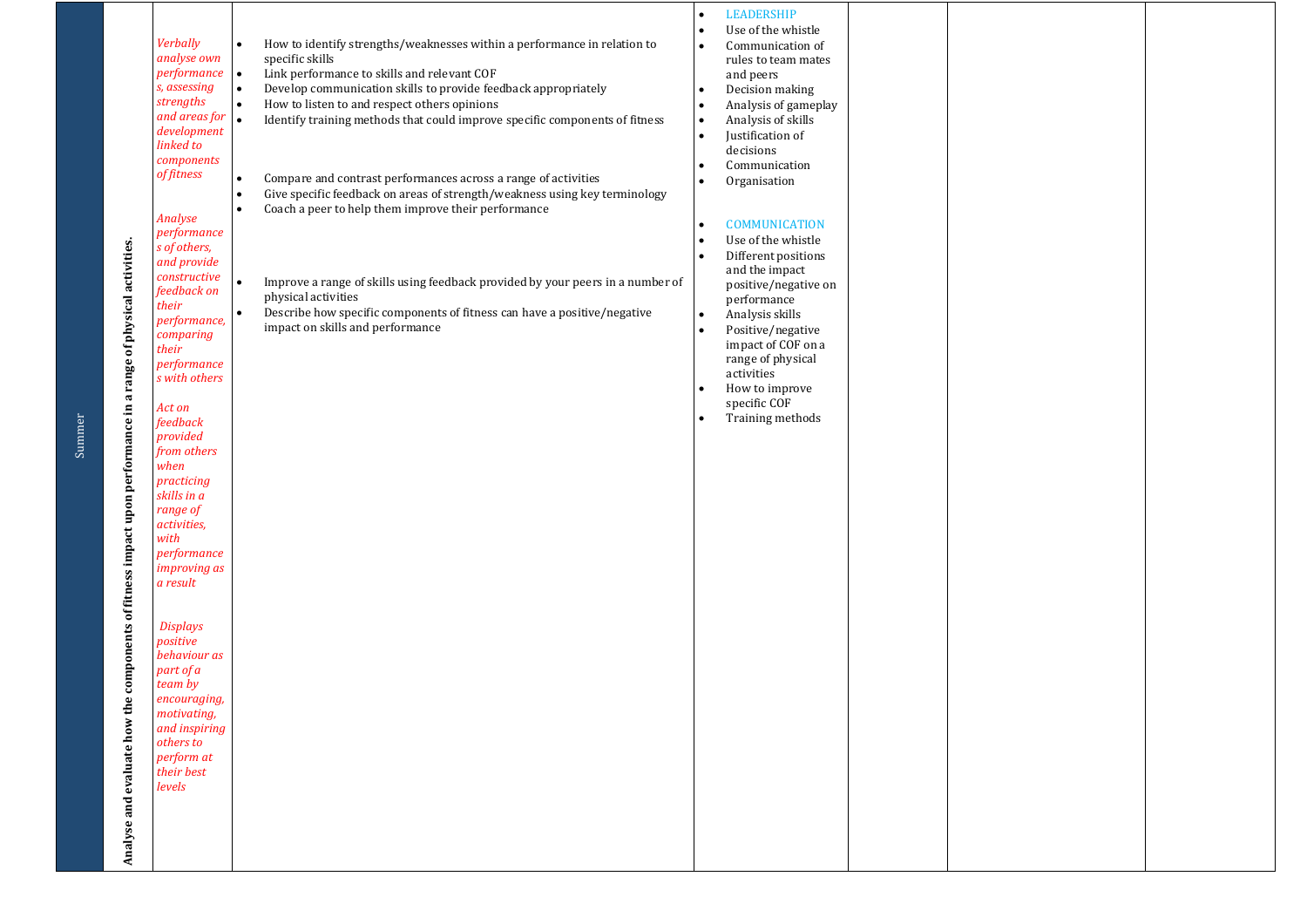| | | | | | | | |
|---|---|---|---|---|---|---|---|
| Summer | **Analyse and evaluate how the components of fitness impact upon performance in a range of physical activities.** | *Verbally analyse own performances, assessing strengths and areas for development linked to components of fitness*<br><br>*Analyse performances of others, and provide constructive feedback on their performance, comparing their performances with others*<br><br>*Act on feedback provided from others when practicing skills in a range of activities, with performance improving as a result*<br><br>*Displays positive behaviour as part of a team by encouraging, motivating, and inspiring others to perform at their best levels* | • How to identify strengths/weaknesses within a performance in relation to specific skills<br>• Link performance to skills and relevant COF<br>• Develop communication skills to provide feedback appropriately<br>• How to listen to and respect others opinions<br>• Identify training methods that could improve specific components of fitness<br><br>• Compare and contrast performances across a range of activities<br>• Give specific feedback on areas of strength/weakness using key terminology<br>• Coach a peer to help them improve their performance<br><br>• Improve a range of skills using feedback provided by your peers in a number of physical activities<br>• Describe how specific components of fitness can have a positive/negative impact on skills and performance | • LEADERSHIP<br>• Use of the whistle<br>• Communication of rules to team mates and peers<br>• Decision making<br>• Analysis of gameplay<br>• Analysis of skills<br>• Justification of decisions<br>• Communication<br>• Organisation<br><br>• COMMUNICATION<br>• Use of the whistle<br>• Different positions and the impact positive/negative on performance<br>• Analysis skills<br>• Positive/negative impact of COF on a range of physical activities<br>• How to improve specific COF<br>• Training methods | | | |